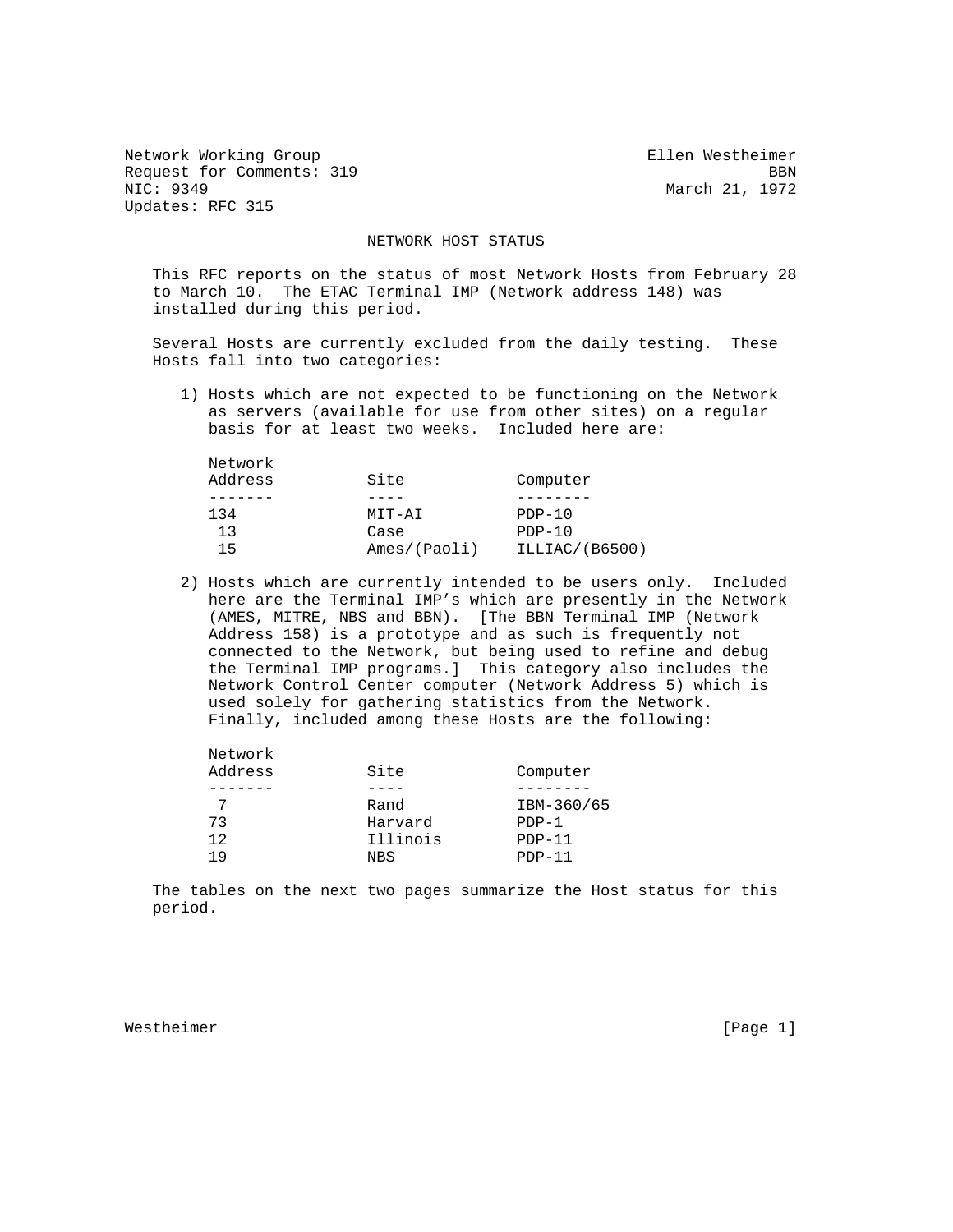Network Working Group — Ellen Westheimer
Request for Comments: 319 — BBN
NIC: 9349 — March 21, 1972
Updates: RFC 315

# NETWORK HOST STATUS

This RFC reports on the status of most Network Hosts from February 28 to March 10. The ETAC Terminal IMP (Network address 148) was installed during this period.

Several Hosts are currently excluded from the daily testing. These Hosts fall into two categories:

1) Hosts which are not expected to be functioning on the Network as servers (available for use from other sites) on a regular basis for at least two weeks. Included here are:

| Network Address | Site | Computer |
|---|---|---|
| 134 | MIT-AI | PDP-10 |
| 13 | Case | PDP-10 |
| 15 | Ames/(Paoli) | ILLIAC/(B6500) |

2) Hosts which are currently intended to be users only. Included here are the Terminal IMP's which are presently in the Network (AMES, MITRE, NBS and BBN). [The BBN Terminal IMP (Network Address 158) is a prototype and as such is frequently not connected to the Network, but being used to refine and debug the Terminal IMP programs.] This category also includes the Network Control Center computer (Network Address 5) which is used solely for gathering statistics from the Network. Finally, included among these Hosts are the following:

| Network Address | Site | Computer |
|---|---|---|
| 7 | Rand | IBM-360/65 |
| 73 | Harvard | PDP-1 |
| 12 | Illinois | PDP-11 |
| 19 | NBS | PDP-11 |

The tables on the next two pages summarize the Host status for this period.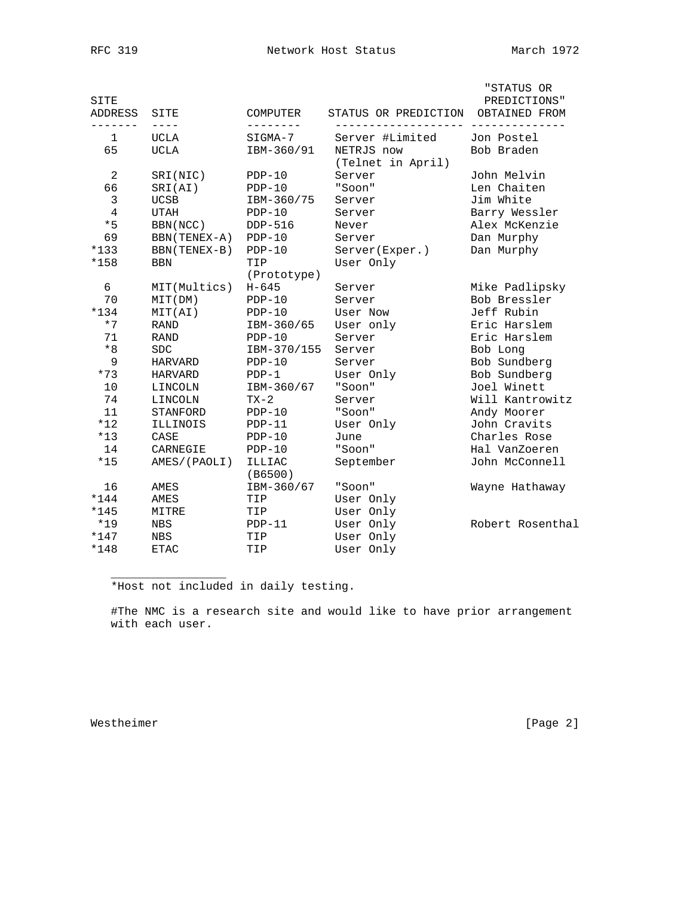| SITE ADDRESS | SITE | COMPUTER | STATUS OR PREDICTION | "STATUS OR PREDICTIONS" OBTAINED FROM |
|---|---|---|---|---|
| 1 | UCLA | SIGMA-7 | Server #Limited | Jon Postel |
| 65 | UCLA | IBM-360/91 | NETRJS now (Telnet in April) | Bob Braden |
| 2 | SRI(NIC) | PDP-10 | Server | John Melvin |
| 66 | SRI(AI) | PDP-10 | "Soon" | Len Chaiten |
| 3 | UCSB | IBM-360/75 | Server | Jim White |
| 4 | UTAH | PDP-10 | Server | Barry Wessler |
| *5 | BBN(NCC) | DDP-516 | Never | Alex McKenzie |
| 69 | BBN(TENEX-A) | PDP-10 | Server | Dan Murphy |
| *133 | BBN(TENEX-B) | PDP-10 | Server(Exper.) | Dan Murphy |
| *158 | BBN | TIP (Prototype) | User Only | |
| 6 | MIT(Multics) | H-645 | Server | Mike Padlipsky |
| 70 | MIT(DM) | PDP-10 | Server | Bob Bressler |
| *134 | MIT(AI) | PDP-10 | User Now | Jeff Rubin |
| *7 | RAND | IBM-360/65 | User only | Eric Harslem |
| 71 | RAND | PDP-10 | Server | Eric Harslem |
| *8 | SDC | IBM-370/155 | Server | Bob Long |
| 9 | HARVARD | PDP-10 | Server | Bob Sundberg |
| *73 | HARVARD | PDP-1 | User Only | Bob Sundberg |
| 10 | LINCOLN | IBM-360/67 | "Soon" | Joel Winett |
| 74 | LINCOLN | TX-2 | Server | Will Kantrowitz |
| 11 | STANFORD | PDP-10 | "Soon" | Andy Moorer |
| *12 | ILLINOIS | PDP-11 | User Only | John Cravits |
| *13 | CASE | PDP-10 | June | Charles Rose |
| 14 | CARNEGIE | PDP-10 | "Soon" | Hal VanZoeren |
| *15 | AMES/(PAOLI) | ILLIAC (B6500) | September | John McConnell |
| 16 | AMES | IBM-360/67 | "Soon" | Wayne Hathaway |
| *144 | AMES | TIP | User Only | |
| *145 | MITRE | TIP | User Only | |
| *19 | NBS | PDP-11 | User Only | Robert Rosenthal |
| *147 | NBS | TIP | User Only | |
| *148 | ETAC | TIP | User Only | |

---

*Host not included in daily testing.

#The NMC is a research site and would like to have prior arrangement with each user.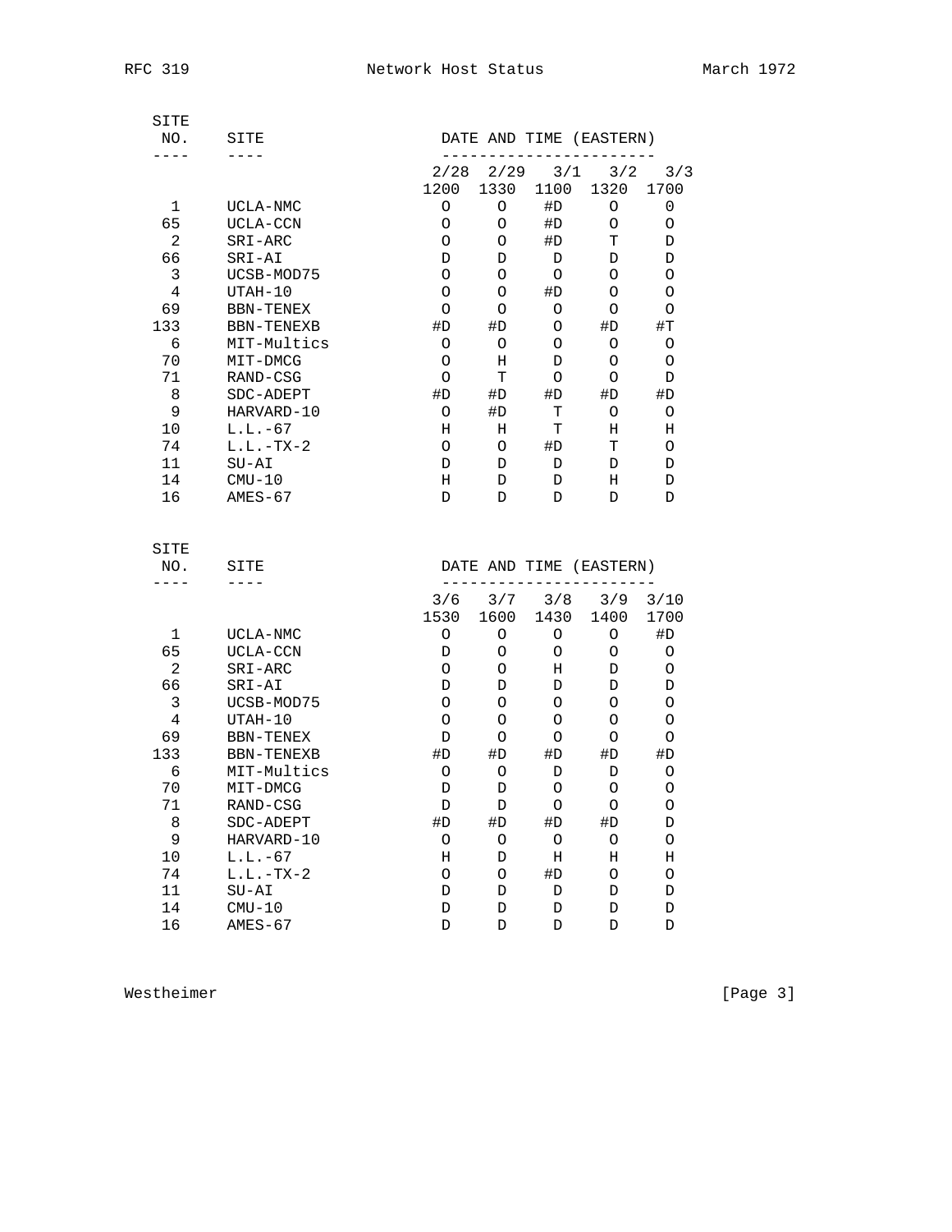| SITE NO. | SITE | DATE AND TIME (EASTERN) | | | | |
|---|---|---|---|---|---|---|
| | | 2/28 1200 | 2/29 1330 | 3/1 1100 | 3/2 1320 | 3/3 1700 |
| 1 | UCLA-NMC | O | O | #D | O | 0 |
| 65 | UCLA-CCN | O | O | #D | O | O |
| 2 | SRI-ARC | O | O | #D | T | D |
| 66 | SRI-AI | D | D | D | D | D |
| 3 | UCSB-MOD75 | O | O | O | O | O |
| 4 | UTAH-10 | O | O | #D | O | O |
| 69 | BBN-TENEX | O | O | O | O | O |
| 133 | BBN-TENEXB | #D | #D | O | #D | #T |
| 6 | MIT-Multics | O | O | O | O | O |
| 70 | MIT-DMCG | O | H | D | O | O |
| 71 | RAND-CSG | O | T | O | O | D |
| 8 | SDC-ADEPT | #D | #D | #D | #D | #D |
| 9 | HARVARD-10 | O | #D | T | O | O |
| 10 | L.L.-67 | H | H | T | H | H |
| 74 | L.L.-TX-2 | O | O | #D | T | O |
| 11 | SU-AI | D | D | D | D | D |
| 14 | CMU-10 | H | D | D | H | D |
| 16 | AMES-67 | D | D | D | D | D |

| SITE NO. | SITE | DATE AND TIME (EASTERN) | | | | |
|---|---|---|---|---|---|---|
| | | 3/6 1530 | 3/7 1600 | 3/8 1430 | 3/9 1400 | 3/10 1700 |
| 1 | UCLA-NMC | O | O | O | O | #D |
| 65 | UCLA-CCN | D | O | O | O | O |
| 2 | SRI-ARC | O | O | H | D | O |
| 66 | SRI-AI | D | D | D | D | D |
| 3 | UCSB-MOD75 | O | O | O | O | O |
| 4 | UTAH-10 | O | O | O | O | O |
| 69 | BBN-TENEX | D | O | O | O | O |
| 133 | BBN-TENEXB | #D | #D | #D | #D | #D |
| 6 | MIT-Multics | O | O | D | D | O |
| 70 | MIT-DMCG | D | D | O | O | O |
| 71 | RAND-CSG | D | D | O | O | O |
| 8 | SDC-ADEPT | #D | #D | #D | #D | D |
| 9 | HARVARD-10 | O | O | O | O | O |
| 10 | L.L.-67 | H | D | H | H | H |
| 74 | L.L.-TX-2 | O | O | #D | O | O |
| 11 | SU-AI | D | D | D | D | D |
| 14 | CMU-10 | D | D | D | D | D |
| 16 | AMES-67 | D | D | D | D | D |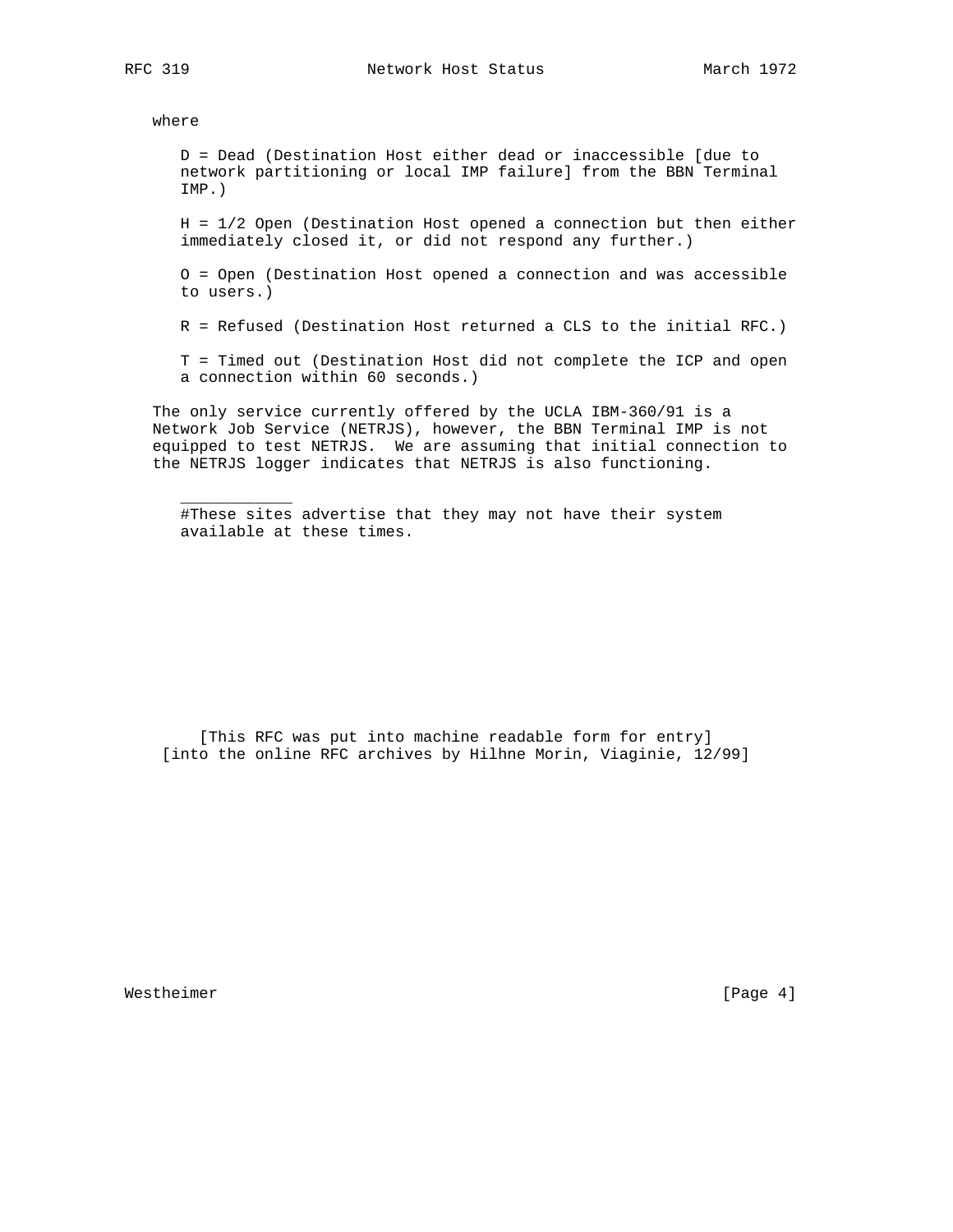where

D = Dead (Destination Host either dead or inaccessible [due to network partitioning or local IMP failure] from the BBN Terminal IMP.)

H = 1/2 Open (Destination Host opened a connection but then either immediately closed it, or did not respond any further.)

O = Open (Destination Host opened a connection and was accessible to users.)

R = Refused (Destination Host returned a CLS to the initial RFC.)

T = Timed out (Destination Host did not complete the ICP and open a connection within 60 seconds.)

The only service currently offered by the UCLA IBM-360/91 is a Network Job Service (NETRJS), however, the BBN Terminal IMP is not equipped to test NETRJS. We are assuming that initial connection to the NETRJS logger indicates that NETRJS is also functioning.

____________

#These sites advertise that they may not have their system available at these times.

[This RFC was put into machine readable form for entry]
[into the online RFC archives by Hilhne Morin, Viaginie, 12/99]